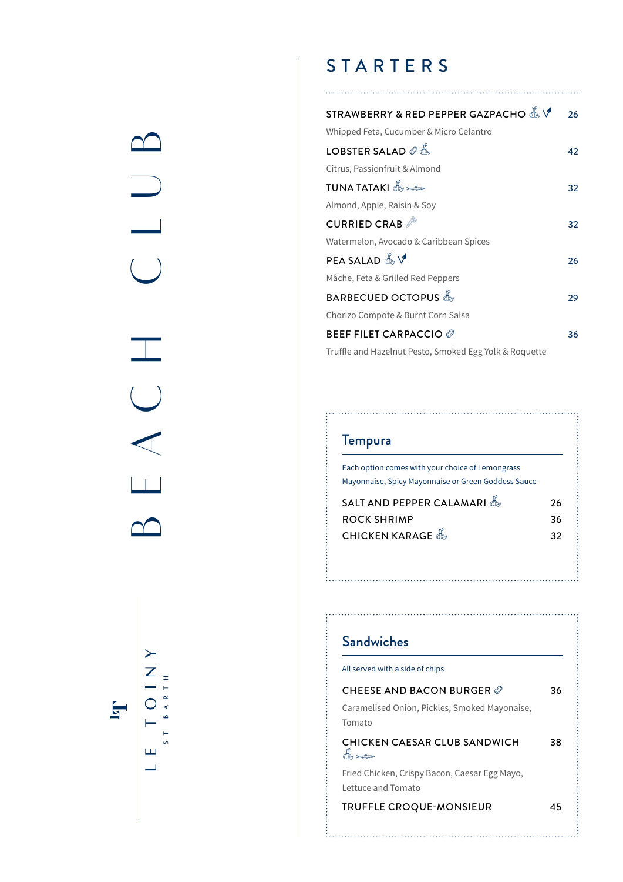# BEACH CLUB

LE TOINY
ST BARTH

## STARTERS

**STRAWBERRY & RED PEPPER GAZPACHO** — 26
Whipped Feta, Cucumber & Micro Celantro

**LOBSTER SALAD** — 42
Citrus, Passionfruit & Almond

**TUNA TATAKI** — 32
Almond, Apple, Raisin & Soy

**CURRIED CRAB** — 32
Watermelon, Avocado & Caribbean Spices

**PEA SALAD** — 26
Mâche, Feta & Grilled Red Peppers

**BARBECUED OCTOPUS** — 29
Chorizo Compote & Burnt Corn Salsa

**BEEF FILET CARPACCIO** — 36
Truffle and Hazelnut Pesto, Smoked Egg Yolk & Roquette

## Tempura

Each option comes with your choice of Lemongrass Mayonnaise, Spicy Mayonnaise or Green Goddess Sauce

**SALT AND PEPPER CALAMARI** — 26

**ROCK SHRIMP** — 36

**CHICKEN KARAGE** — 32

## Sandwiches

All served with a side of chips

**CHEESE AND BACON BURGER** — 36
Caramelised Onion, Pickles, Smoked Mayonaise, Tomato

**CHICKEN CAESAR CLUB SANDWICH** — 38
Fried Chicken, Crispy Bacon, Caesar Egg Mayo, Lettuce and Tomato

**TRUFFLE CROQUE-MONSIEUR** — 45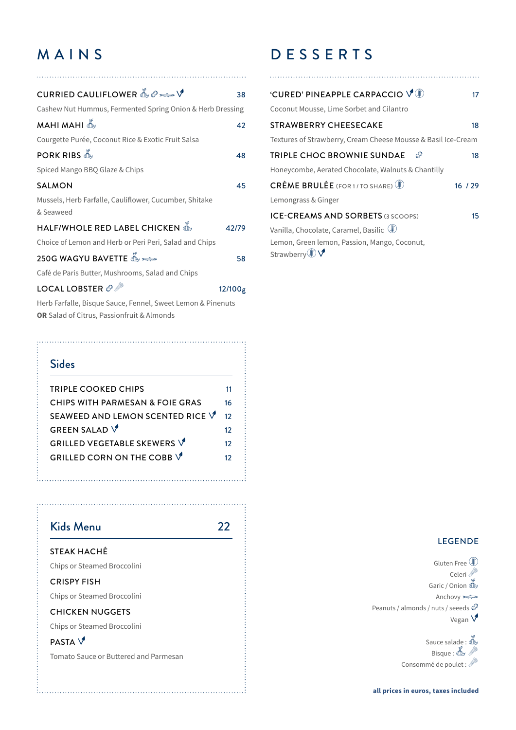# MAINS

**CURRIED CAULIFLOWER** — 38
Cashew Nut Hummus, Fermented Spring Onion & Herb Dressing

**MAHI MAHI** — 42
Courgette Purée, Coconut Rice & Exotic Fruit Salsa

**PORK RIBS** — 48
Spiced Mango BBQ Glaze & Chips

**SALMON** — 45
Mussels, Herb Farfalle, Cauliflower, Cucumber, Shitake & Seaweed

**HALF/WHOLE RED LABEL CHICKEN** — 42/79
Choice of Lemon and Herb or Peri Peri, Salad and Chips

**250G WAGYU BAVETTE** — 58
Café de Paris Butter, Mushrooms, Salad and Chips

**LOCAL LOBSTER** — 12/100g
Herb Farfalle, Bisque Sauce, Fennel, Sweet Lemon & Pinenuts
**OR** Salad of Citrus, Passionfruit & Almonds

## Sides

| | |
|---|---|
| TRIPLE COOKED CHIPS | 11 |
| CHIPS WITH PARMESAN & FOIE GRAS | 16 |
| SEAWEED AND LEMON SCENTED RICE | 12 |
| GREEN SALAD | 12 |
| GRILLED VEGETABLE SKEWERS | 12 |
| GRILLED CORN ON THE COBB | 12 |

## Kids Menu — 22

**STEAK HACHÉ**
Chips or Steamed Broccolini

**CRISPY FISH**
Chips or Steamed Broccolini

**CHICKEN NUGGETS**
Chips or Steamed Broccolini

**PASTA**
Tomato Sauce or Buttered and Parmesan

# DESSERTS

**'CURED' PINEAPPLE CARPACCIO** — 17
Coconut Mousse, Lime Sorbet and Cilantro

**STRAWBERRY CHEESECAKE** — 18
Textures of Strawberry, Cream Cheese Mousse & Basil Ice-Cream

**TRIPLE CHOC BROWNIE SUNDAE** — 18
Honeycombe, Aerated Chocolate, Walnuts & Chantilly

**CRÈME BRULÉE** (FOR 1 / TO SHARE) — 16 / 29
Lemongrass & Ginger

**ICE-CREAMS AND SORBETS** (3 SCOOPS) — 15
Vanilla, Chocolate, Caramel, Basilic
Lemon, Green lemon, Passion, Mango, Coconut, Strawberry

### LEGENDE

Gluten Free
Celeri
Garic / Onion
Anchovy
Peanuts / almonds / nuts / seeeds
Vegan

Sauce salade :
Bisque :
Consommé de poulet :

**all prices in euros, taxes included**